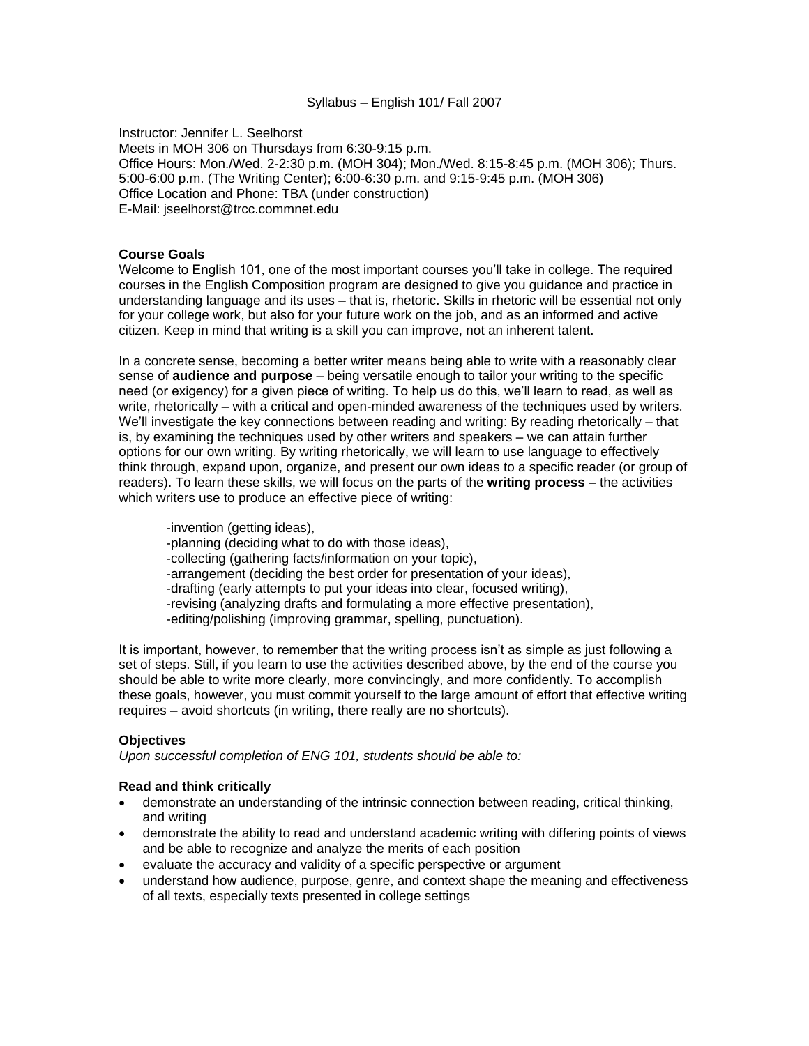Syllabus – English 101/ Fall 2007

Instructor: Jennifer L. Seelhorst
Meets in MOH 306 on Thursdays from 6:30-9:15 p.m.
Office Hours: Mon./Wed. 2-2:30 p.m. (MOH 304); Mon./Wed. 8:15-8:45 p.m. (MOH 306); Thurs. 5:00-6:00 p.m. (The Writing Center); 6:00-6:30 p.m. and 9:15-9:45 p.m. (MOH 306)
Office Location and Phone: TBA (under construction)
E-Mail: jseelhorst@trcc.commnet.edu

**Course Goals**

Welcome to English 101, one of the most important courses you'll take in college. The required courses in the English Composition program are designed to give you guidance and practice in understanding language and its uses – that is, rhetoric. Skills in rhetoric will be essential not only for your college work, but also for your future work on the job, and as an informed and active citizen. Keep in mind that writing is a skill you can improve, not an inherent talent.

In a concrete sense, becoming a better writer means being able to write with a reasonably clear sense of **audience and purpose** – being versatile enough to tailor your writing to the specific need (or exigency) for a given piece of writing. To help us do this, we'll learn to read, as well as write, rhetorically – with a critical and open-minded awareness of the techniques used by writers. We'll investigate the key connections between reading and writing: By reading rhetorically – that is, by examining the techniques used by other writers and speakers – we can attain further options for our own writing. By writing rhetorically, we will learn to use language to effectively think through, expand upon, organize, and present our own ideas to a specific reader (or group of readers). To learn these skills, we will focus on the parts of the **writing process** – the activities which writers use to produce an effective piece of writing:

-invention (getting ideas),
-planning (deciding what to do with those ideas),
-collecting (gathering facts/information on your topic),
-arrangement (deciding the best order for presentation of your ideas),
-drafting (early attempts to put your ideas into clear, focused writing),
-revising (analyzing drafts and formulating a more effective presentation),
-editing/polishing (improving grammar, spelling, punctuation).

It is important, however, to remember that the writing process isn't as simple as just following a set of steps. Still, if you learn to use the activities described above, by the end of the course you should be able to write more clearly, more convincingly, and more confidently. To accomplish these goals, however, you must commit yourself to the large amount of effort that effective writing requires – avoid shortcuts (in writing, there really are no shortcuts).

**Objectives**

*Upon successful completion of ENG 101, students should be able to:*

**Read and think critically**

- demonstrate an understanding of the intrinsic connection between reading, critical thinking, and writing
- demonstrate the ability to read and understand academic writing with differing points of views and be able to recognize and analyze the merits of each position
- evaluate the accuracy and validity of a specific perspective or argument
- understand how audience, purpose, genre, and context shape the meaning and effectiveness of all texts, especially texts presented in college settings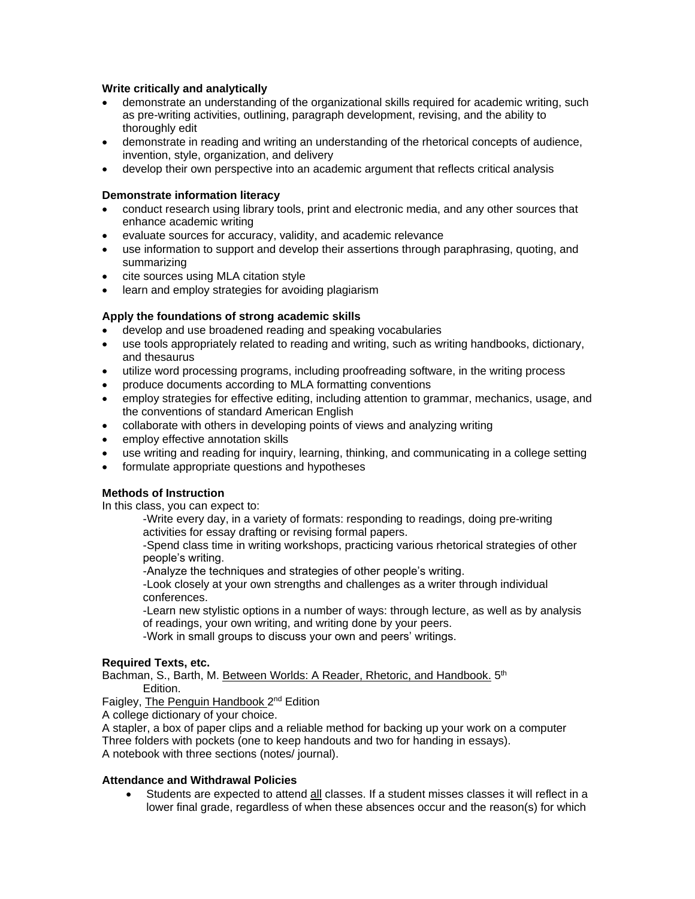**Write critically and analytically**

- demonstrate an understanding of the organizational skills required for academic writing, such as pre-writing activities, outlining, paragraph development, revising, and the ability to thoroughly edit
- demonstrate in reading and writing an understanding of the rhetorical concepts of audience, invention, style, organization, and delivery
- develop their own perspective into an academic argument that reflects critical analysis

**Demonstrate information literacy**

- conduct research using library tools, print and electronic media, and any other sources that enhance academic writing
- evaluate sources for accuracy, validity, and academic relevance
- use information to support and develop their assertions through paraphrasing, quoting, and summarizing
- cite sources using MLA citation style
- learn and employ strategies for avoiding plagiarism

**Apply the foundations of strong academic skills**

- develop and use broadened reading and speaking vocabularies
- use tools appropriately related to reading and writing, such as writing handbooks, dictionary, and thesaurus
- utilize word processing programs, including proofreading software, in the writing process
- produce documents according to MLA formatting conventions
- employ strategies for effective editing, including attention to grammar, mechanics, usage, and the conventions of standard American English
- collaborate with others in developing points of views and analyzing writing
- employ effective annotation skills
- use writing and reading for inquiry, learning, thinking, and communicating in a college setting
- formulate appropriate questions and hypotheses

**Methods of Instruction**

In this class, you can expect to:

-Write every day, in a variety of formats: responding to readings, doing pre-writing activities for essay drafting or revising formal papers.

-Spend class time in writing workshops, practicing various rhetorical strategies of other people's writing.

-Analyze the techniques and strategies of other people's writing.

-Look closely at your own strengths and challenges as a writer through individual conferences.

-Learn new stylistic options in a number of ways: through lecture, as well as by analysis of readings, your own writing, and writing done by your peers.

-Work in small groups to discuss your own and peers' writings.

**Required Texts, etc.**

Bachman, S., Barth, M. <u>Between Worlds: A Reader, Rhetoric, and Handbook.</u> 5th Edition.

Faigley, <u>The Penguin Handbook</u> 2nd Edition

A college dictionary of your choice.

A stapler, a box of paper clips and a reliable method for backing up your work on a computer

Three folders with pockets (one to keep handouts and two for handing in essays).

A notebook with three sections (notes/ journal).

**Attendance and Withdrawal Policies**

- Students are expected to attend <u>all</u> classes. If a student misses classes it will reflect in a lower final grade, regardless of when these absences occur and the reason(s) for which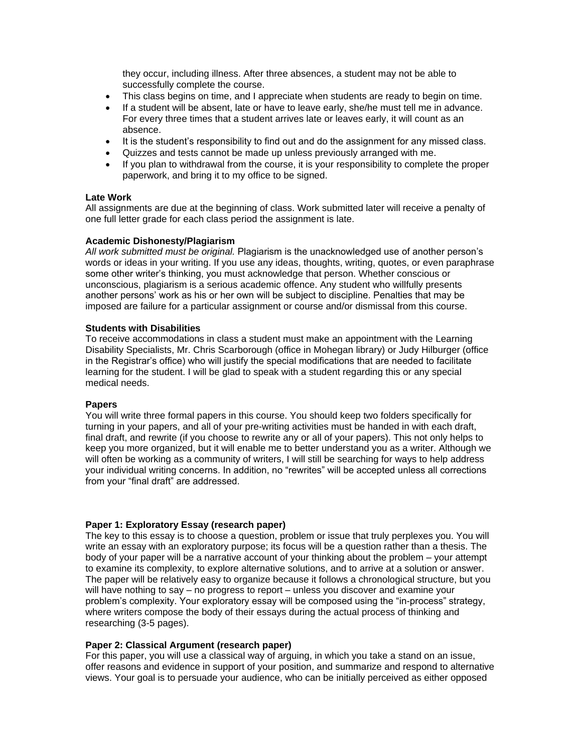they occur, including illness. After three absences, a student may not be able to successfully complete the course.

- This class begins on time, and I appreciate when students are ready to begin on time.
- If a student will be absent, late or have to leave early, she/he must tell me in advance. For every three times that a student arrives late or leaves early, it will count as an absence.
- It is the student's responsibility to find out and do the assignment for any missed class.
- Quizzes and tests cannot be made up unless previously arranged with me.
- If you plan to withdrawal from the course, it is your responsibility to complete the proper paperwork, and bring it to my office to be signed.

**Late Work**

All assignments are due at the beginning of class. Work submitted later will receive a penalty of one full letter grade for each class period the assignment is late.

**Academic Dishonesty/Plagiarism**

*All work submitted must be original.* Plagiarism is the unacknowledged use of another person's words or ideas in your writing. If you use any ideas, thoughts, writing, quotes, or even paraphrase some other writer's thinking, you must acknowledge that person. Whether conscious or unconscious, plagiarism is a serious academic offence. Any student who willfully presents another persons' work as his or her own will be subject to discipline. Penalties that may be imposed are failure for a particular assignment or course and/or dismissal from this course.

**Students with Disabilities**

To receive accommodations in class a student must make an appointment with the Learning Disability Specialists, Mr. Chris Scarborough (office in Mohegan library) or Judy Hilburger (office in the Registrar's office) who will justify the special modifications that are needed to facilitate learning for the student. I will be glad to speak with a student regarding this or any special medical needs.

**Papers**

You will write three formal papers in this course. You should keep two folders specifically for turning in your papers, and all of your pre-writing activities must be handed in with each draft, final draft, and rewrite (if you choose to rewrite any or all of your papers). This not only helps to keep you more organized, but it will enable me to better understand you as a writer. Although we will often be working as a community of writers, I will still be searching for ways to help address your individual writing concerns. In addition, no "rewrites" will be accepted unless all corrections from your "final draft" are addressed.

**Paper 1: Exploratory Essay (research paper)**

The key to this essay is to choose a question, problem or issue that truly perplexes you. You will write an essay with an exploratory purpose; its focus will be a question rather than a thesis. The body of your paper will be a narrative account of your thinking about the problem – your attempt to examine its complexity, to explore alternative solutions, and to arrive at a solution or answer. The paper will be relatively easy to organize because it follows a chronological structure, but you will have nothing to say – no progress to report – unless you discover and examine your problem's complexity. Your exploratory essay will be composed using the "in-process" strategy, where writers compose the body of their essays during the actual process of thinking and researching (3-5 pages).

**Paper 2: Classical Argument (research paper)**

For this paper, you will use a classical way of arguing, in which you take a stand on an issue, offer reasons and evidence in support of your position, and summarize and respond to alternative views. Your goal is to persuade your audience, who can be initially perceived as either opposed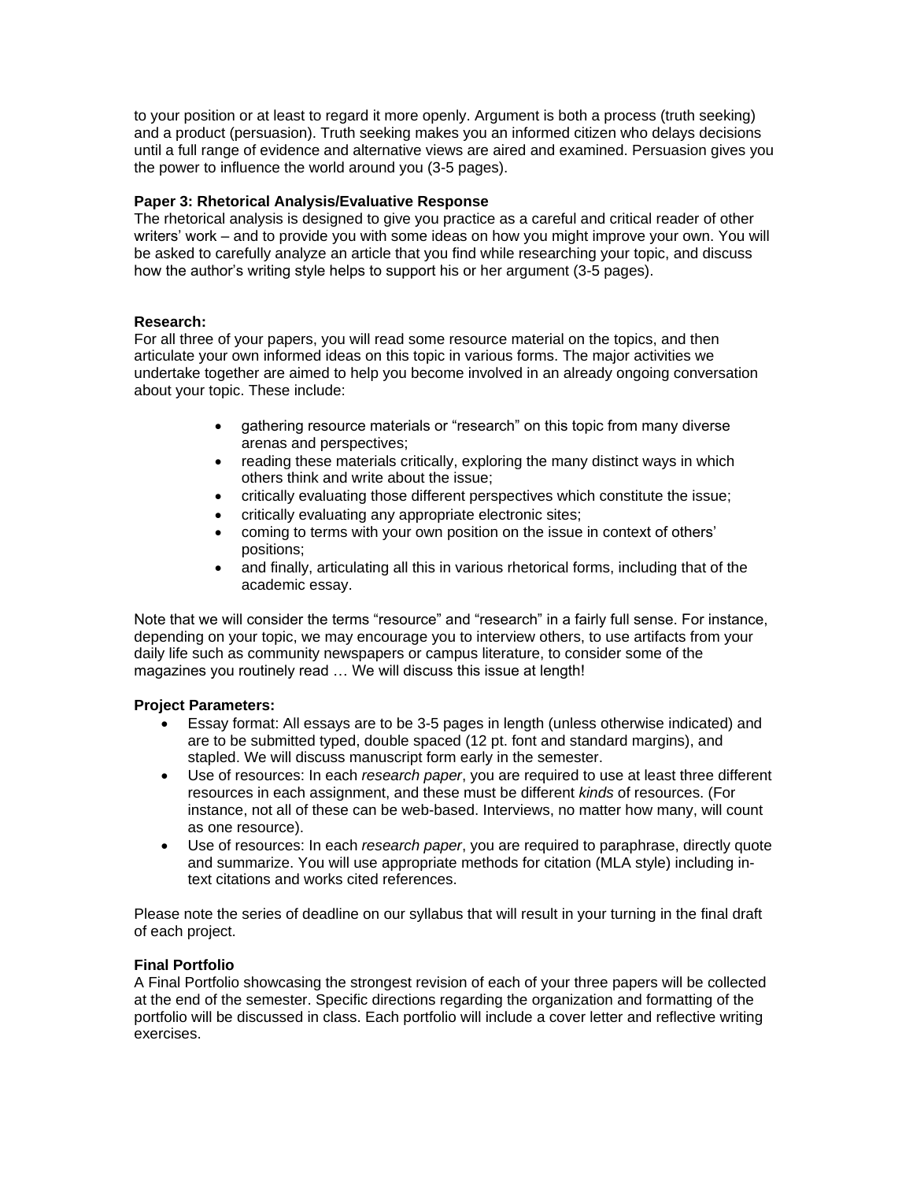to your position or at least to regard it more openly. Argument is both a process (truth seeking) and a product (persuasion). Truth seeking makes you an informed citizen who delays decisions until a full range of evidence and alternative views are aired and examined. Persuasion gives you the power to influence the world around you (3-5 pages).

**Paper 3: Rhetorical Analysis/Evaluative Response**

The rhetorical analysis is designed to give you practice as a careful and critical reader of other writers' work – and to provide you with some ideas on how you might improve your own. You will be asked to carefully analyze an article that you find while researching your topic, and discuss how the author's writing style helps to support his or her argument (3-5 pages).

**Research:**

For all three of your papers, you will read some resource material on the topics, and then articulate your own informed ideas on this topic in various forms. The major activities we undertake together are aimed to help you become involved in an already ongoing conversation about your topic. These include:

- gathering resource materials or "research" on this topic from many diverse arenas and perspectives;
- reading these materials critically, exploring the many distinct ways in which others think and write about the issue;
- critically evaluating those different perspectives which constitute the issue;
- critically evaluating any appropriate electronic sites;
- coming to terms with your own position on the issue in context of others' positions;
- and finally, articulating all this in various rhetorical forms, including that of the academic essay.

Note that we will consider the terms "resource" and "research" in a fairly full sense. For instance, depending on your topic, we may encourage you to interview others, to use artifacts from your daily life such as community newspapers or campus literature, to consider some of the magazines you routinely read … We will discuss this issue at length!

**Project Parameters:**

- Essay format: All essays are to be 3-5 pages in length (unless otherwise indicated) and are to be submitted typed, double spaced (12 pt. font and standard margins), and stapled. We will discuss manuscript form early in the semester.
- Use of resources: In each *research paper*, you are required to use at least three different resources in each assignment, and these must be different *kinds* of resources. (For instance, not all of these can be web-based. Interviews, no matter how many, will count as one resource).
- Use of resources: In each *research paper*, you are required to paraphrase, directly quote and summarize. You will use appropriate methods for citation (MLA style) including in-text citations and works cited references.

Please note the series of deadline on our syllabus that will result in your turning in the final draft of each project.

**Final Portfolio**

A Final Portfolio showcasing the strongest revision of each of your three papers will be collected at the end of the semester. Specific directions regarding the organization and formatting of the portfolio will be discussed in class. Each portfolio will include a cover letter and reflective writing exercises.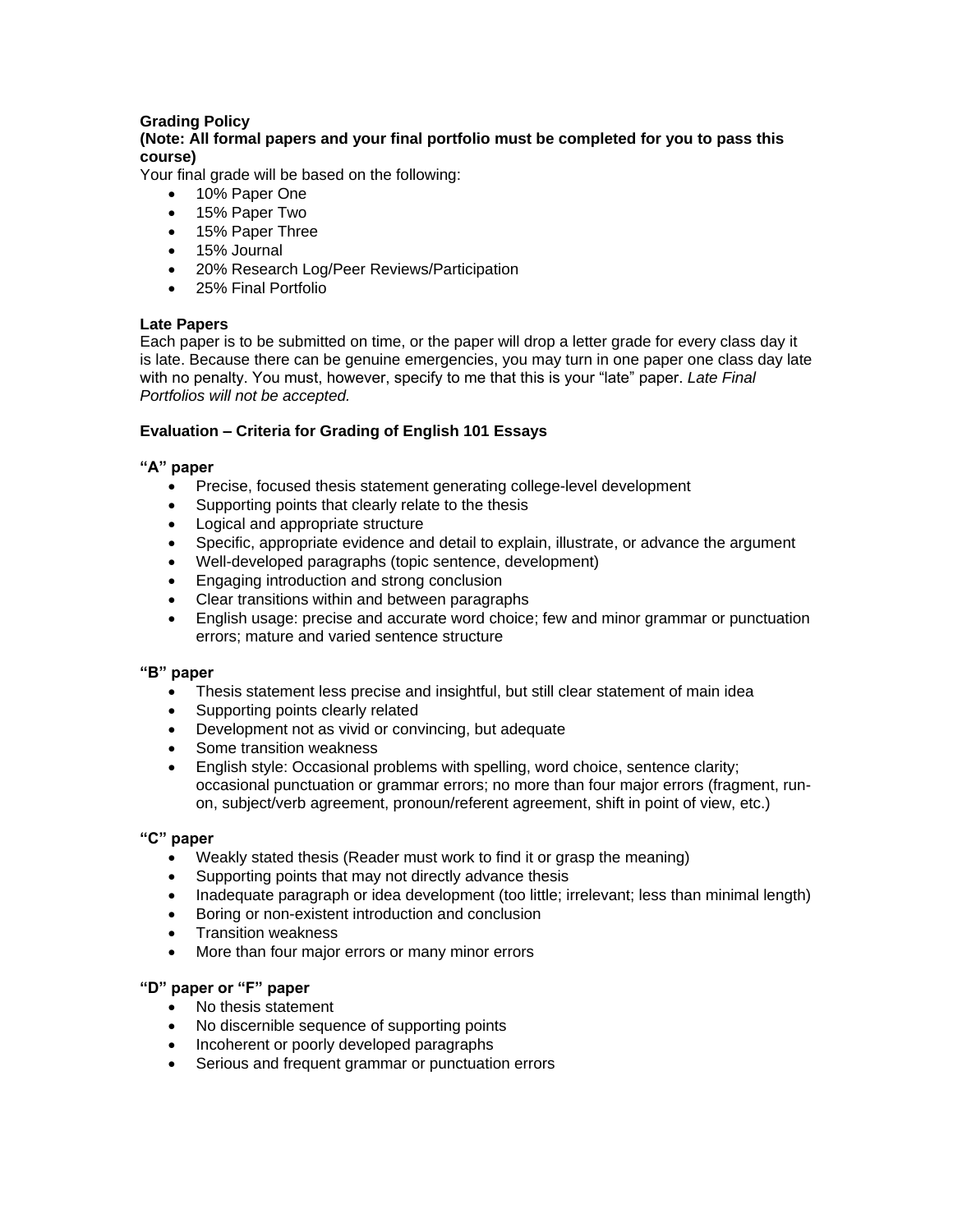**Grading Policy**

**(Note: All formal papers and your final portfolio must be completed for you to pass this course)**

Your final grade will be based on the following:

- 10% Paper One
- 15% Paper Two
- 15% Paper Three
- 15% Journal
- 20% Research Log/Peer Reviews/Participation
- 25% Final Portfolio

**Late Papers**

Each paper is to be submitted on time, or the paper will drop a letter grade for every class day it is late. Because there can be genuine emergencies, you may turn in one paper one class day late with no penalty. You must, however, specify to me that this is your "late" paper. *Late Final Portfolios will not be accepted.*

**Evaluation – Criteria for Grading of English 101 Essays**

**"A" paper**

- Precise, focused thesis statement generating college-level development
- Supporting points that clearly relate to the thesis
- Logical and appropriate structure
- Specific, appropriate evidence and detail to explain, illustrate, or advance the argument
- Well-developed paragraphs (topic sentence, development)
- Engaging introduction and strong conclusion
- Clear transitions within and between paragraphs
- English usage: precise and accurate word choice; few and minor grammar or punctuation errors; mature and varied sentence structure

**"B" paper**

- Thesis statement less precise and insightful, but still clear statement of main idea
- Supporting points clearly related
- Development not as vivid or convincing, but adequate
- Some transition weakness
- English style: Occasional problems with spelling, word choice, sentence clarity; occasional punctuation or grammar errors; no more than four major errors (fragment, run-on, subject/verb agreement, pronoun/referent agreement, shift in point of view, etc.)

**"C" paper**

- Weakly stated thesis (Reader must work to find it or grasp the meaning)
- Supporting points that may not directly advance thesis
- Inadequate paragraph or idea development (too little; irrelevant; less than minimal length)
- Boring or non-existent introduction and conclusion
- Transition weakness
- More than four major errors or many minor errors

**"D" paper or "F" paper**

- No thesis statement
- No discernible sequence of supporting points
- Incoherent or poorly developed paragraphs
- Serious and frequent grammar or punctuation errors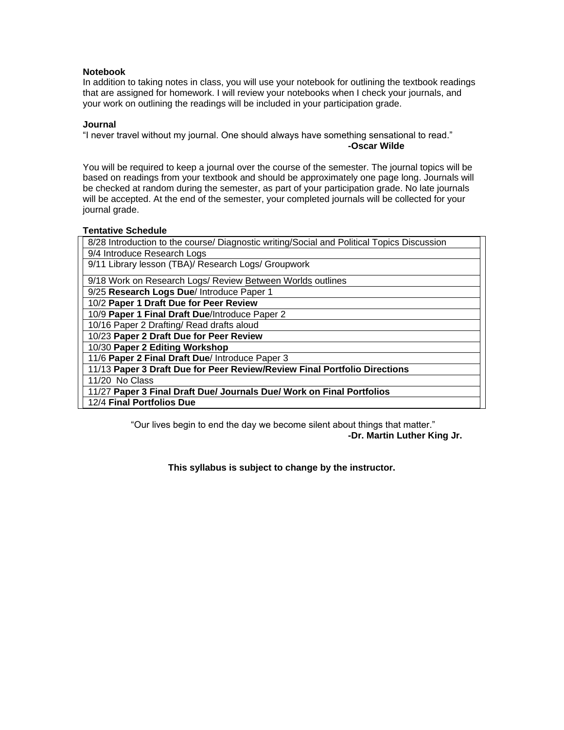**Notebook**

In addition to taking notes in class, you will use your notebook for outlining the textbook readings that are assigned for homework. I will review your notebooks when I check your journals, and your work on outlining the readings will be included in your participation grade.

**Journal**

"I never travel without my journal. One should always have something sensational to read."

**-Oscar Wilde**

You will be required to keep a journal over the course of the semester. The journal topics will be based on readings from your textbook and should be approximately one page long. Journals will be checked at random during the semester, as part of your participation grade. No late journals will be accepted. At the end of the semester, your completed journals will be collected for your journal grade.

**Tentative Schedule**

| |
|---|
| 8/28 Introduction to the course/ Diagnostic writing/Social and Political Topics Discussion |
| 9/4 Introduce Research Logs |
| 9/11 Library lesson (TBA)/ Research Logs/ Groupwork |
| 9/18 Work on Research Logs/ Review Between Worlds outlines |
| 9/25 **Research Logs Due**/ Introduce Paper 1 |
| 10/2 **Paper 1 Draft Due for Peer Review** |
| 10/9 **Paper 1 Final Draft Due**/Introduce Paper 2 |
| 10/16 Paper 2 Drafting/ Read drafts aloud |
| 10/23 **Paper 2 Draft Due for Peer Review** |
| 10/30 **Paper 2 Editing Workshop** |
| 11/6 **Paper 2 Final Draft Due**/ Introduce Paper 3 |
| 11/13 **Paper 3 Draft Due for Peer Review/Review Final Portfolio Directions** |
| 11/20 No Class |
| 11/27 **Paper 3 Final Draft Due/ Journals Due/ Work on Final Portfolios** |
| 12/4 **Final Portfolios Due** |

"Our lives begin to end the day we become silent about things that matter."

**-Dr. Martin Luther King Jr.**

**This syllabus is subject to change by the instructor.**